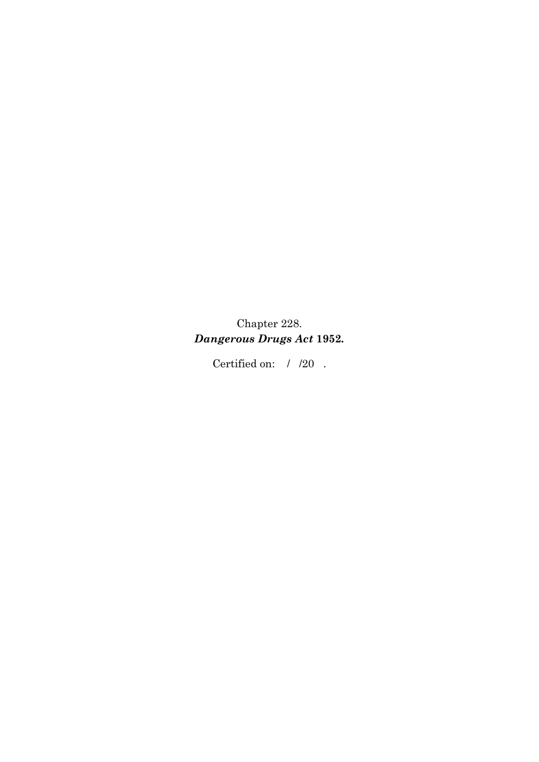Chapter 228.

***Dangerous Drugs Act* 1952.**

Certified on: / /20 .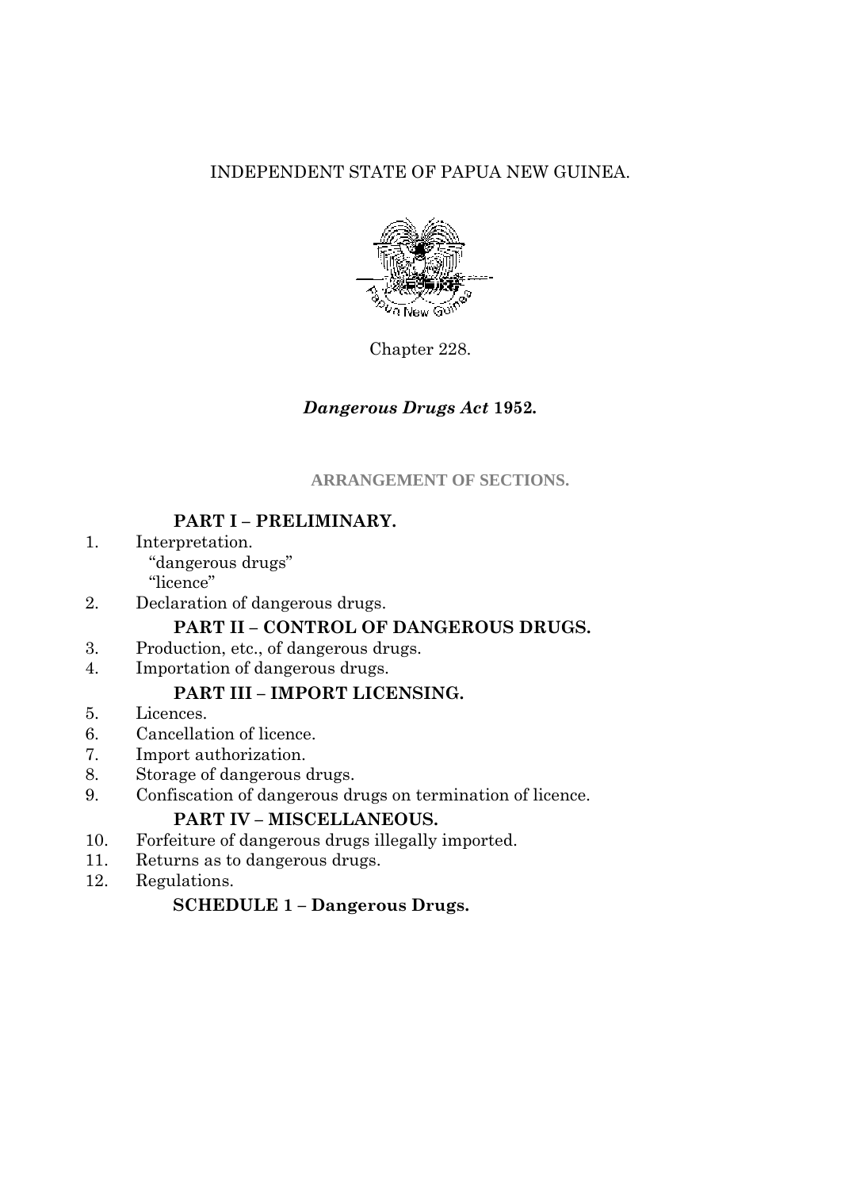INDEPENDENT STATE OF PAPUA NEW GUINEA.

Chapter 228.

# *Dangerous Drugs Act* 1952.

## ARRANGEMENT OF SECTIONS.

### PART I – PRELIMINARY.

1. Interpretation.
   "dangerous drugs"
   "licence"
2. Declaration of dangerous drugs.

### PART II – CONTROL OF DANGEROUS DRUGS.

3. Production, etc., of dangerous drugs.
4. Importation of dangerous drugs.

### PART III – IMPORT LICENSING.

5. Licences.
6. Cancellation of licence.
7. Import authorization.
8. Storage of dangerous drugs.
9. Confiscation of dangerous drugs on termination of licence.

### PART IV – MISCELLANEOUS.

10. Forfeiture of dangerous drugs illegally imported.
11. Returns as to dangerous drugs.
12. Regulations.

### SCHEDULE 1 – Dangerous Drugs.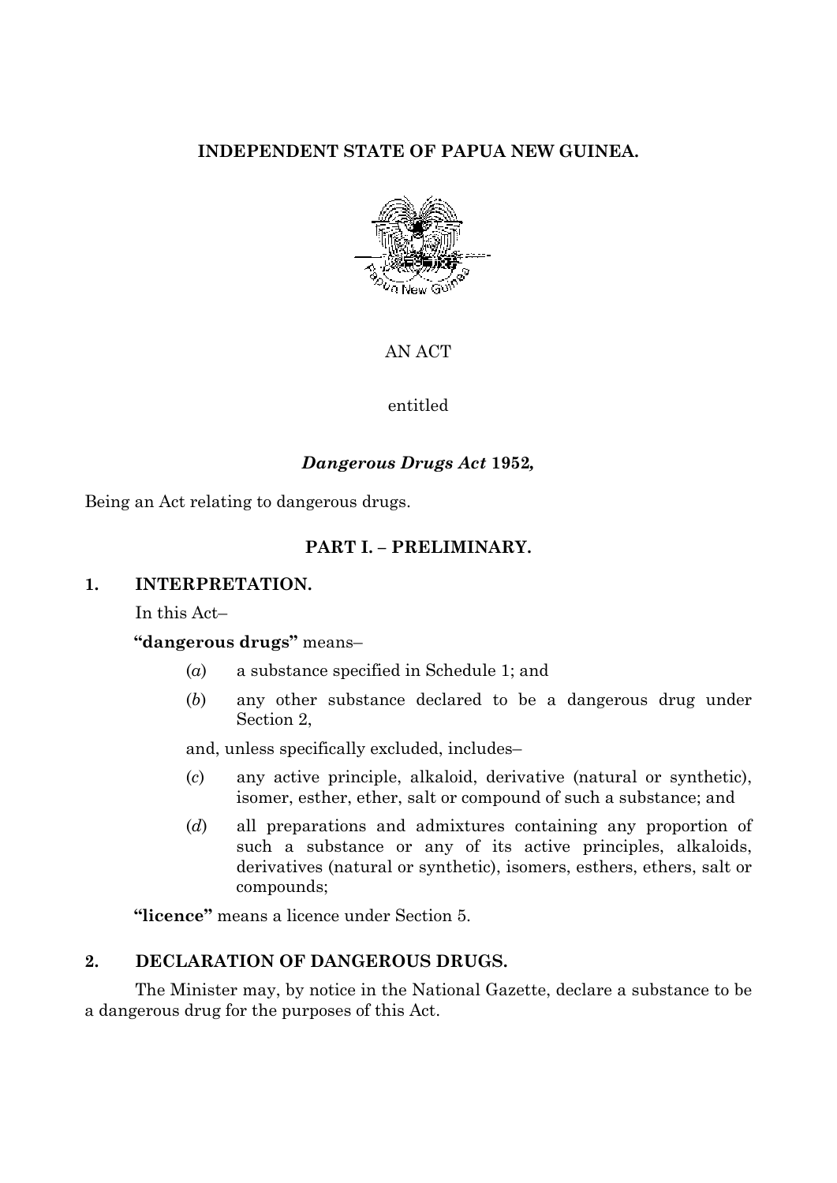**INDEPENDENT STATE OF PAPUA NEW GUINEA.**

AN ACT

entitled

***Dangerous Drugs Act* 1952,**

Being an Act relating to dangerous drugs.

## PART I. – PRELIMINARY.

### 1. INTERPRETATION.

In this Act–

**"dangerous drugs"** means–

(*a*) a substance specified in Schedule 1; and

(*b*) any other substance declared to be a dangerous drug under Section 2,

and, unless specifically excluded, includes–

(*c*) any active principle, alkaloid, derivative (natural or synthetic), isomer, esther, ether, salt or compound of such a substance; and

(*d*) all preparations and admixtures containing any proportion of such a substance or any of its active principles, alkaloids, derivatives (natural or synthetic), isomers, esthers, ethers, salt or compounds;

**"licence"** means a licence under Section 5.

### 2. DECLARATION OF DANGEROUS DRUGS.

The Minister may, by notice in the National Gazette, declare a substance to be a dangerous drug for the purposes of this Act.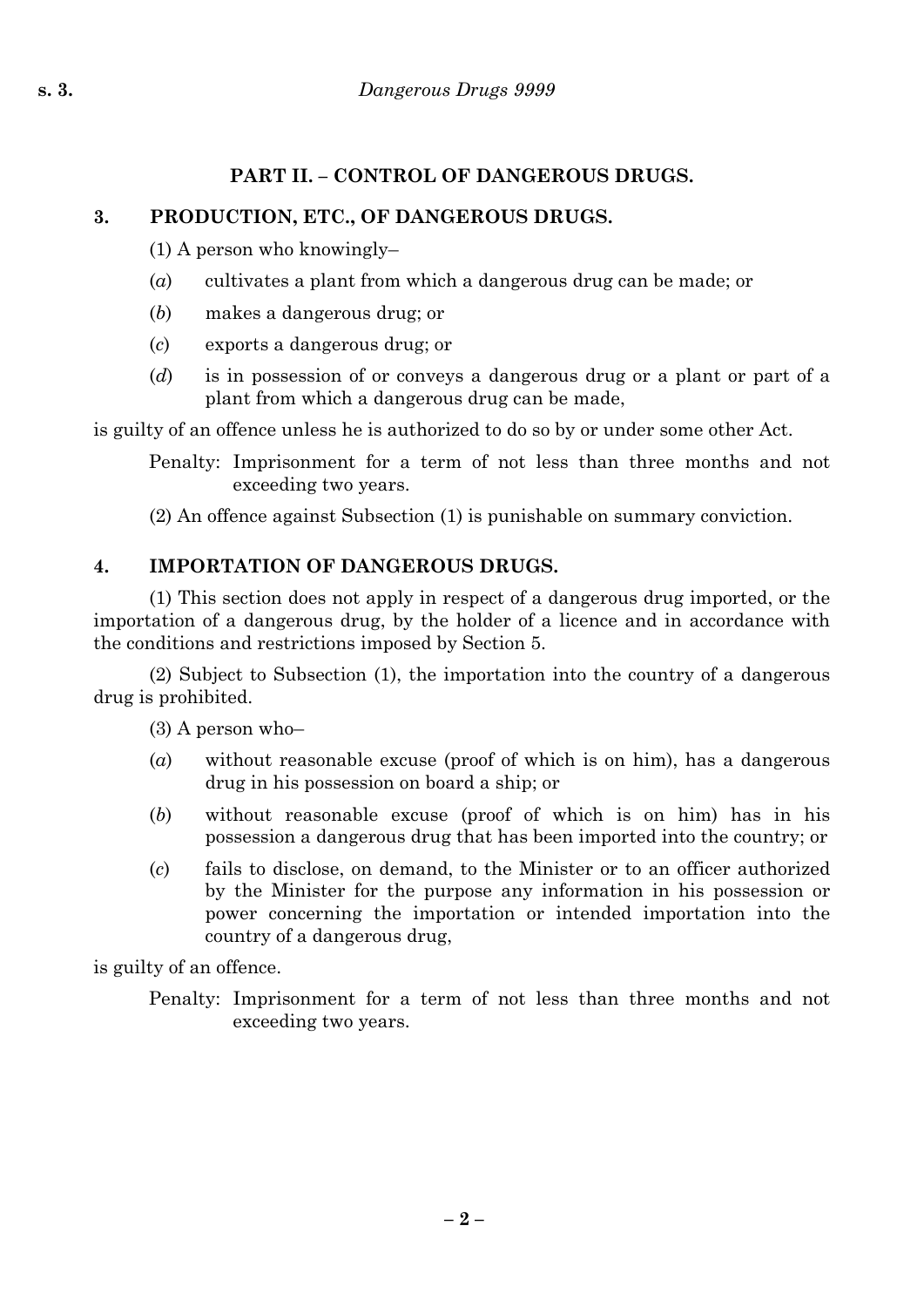## PART II. – CONTROL OF DANGEROUS DRUGS.

### 3. PRODUCTION, ETC., OF DANGEROUS DRUGS.

(1) A person who knowingly–

(*a*) cultivates a plant from which a dangerous drug can be made; or

(*b*) makes a dangerous drug; or

(*c*) exports a dangerous drug; or

(*d*) is in possession of or conveys a dangerous drug or a plant or part of a plant from which a dangerous drug can be made,

is guilty of an offence unless he is authorized to do so by or under some other Act.

Penalty: Imprisonment for a term of not less than three months and not exceeding two years.

(2) An offence against Subsection (1) is punishable on summary conviction.

### 4. IMPORTATION OF DANGEROUS DRUGS.

(1) This section does not apply in respect of a dangerous drug imported, or the importation of a dangerous drug, by the holder of a licence and in accordance with the conditions and restrictions imposed by Section 5.

(2) Subject to Subsection (1), the importation into the country of a dangerous drug is prohibited.

(3) A person who–

(*a*) without reasonable excuse (proof of which is on him), has a dangerous drug in his possession on board a ship; or

(*b*) without reasonable excuse (proof of which is on him) has in his possession a dangerous drug that has been imported into the country; or

(*c*) fails to disclose, on demand, to the Minister or to an officer authorized by the Minister for the purpose any information in his possession or power concerning the importation or intended importation into the country of a dangerous drug,

is guilty of an offence.

Penalty: Imprisonment for a term of not less than three months and not exceeding two years.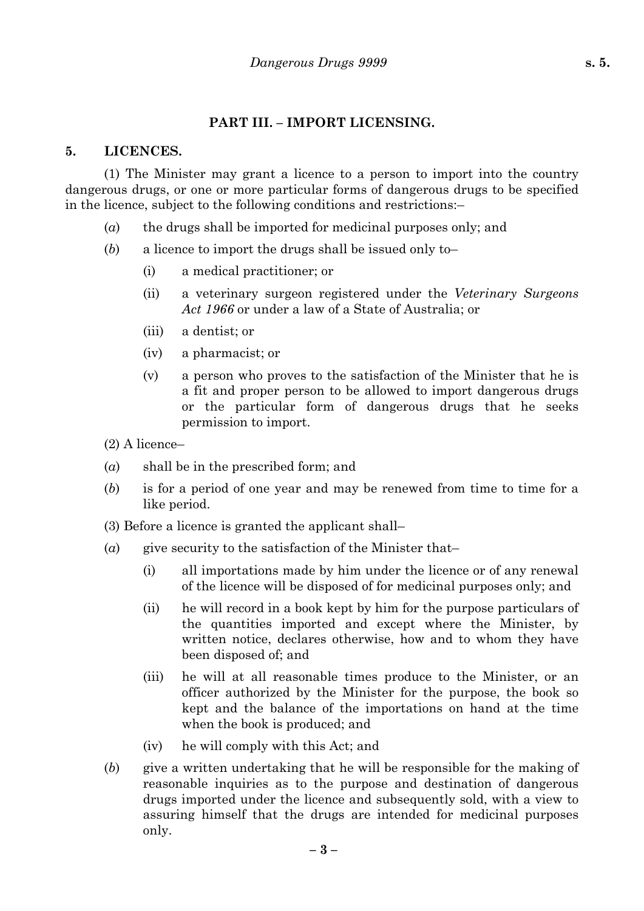## PART III. – IMPORT LICENSING.

### 5. LICENCES.

(1) The Minister may grant a licence to a person to import into the country dangerous drugs, or one or more particular forms of dangerous drugs to be specified in the licence, subject to the following conditions and restrictions:–

(*a*) the drugs shall be imported for medicinal purposes only; and

(*b*) a licence to import the drugs shall be issued only to–

(i) a medical practitioner; or

(ii) a veterinary surgeon registered under the *Veterinary Surgeons Act 1966* or under a law of a State of Australia; or

(iii) a dentist; or

(iv) a pharmacist; or

(v) a person who proves to the satisfaction of the Minister that he is a fit and proper person to be allowed to import dangerous drugs or the particular form of dangerous drugs that he seeks permission to import.

(2) A licence–

(*a*) shall be in the prescribed form; and

(*b*) is for a period of one year and may be renewed from time to time for a like period.

(3) Before a licence is granted the applicant shall–

(*a*) give security to the satisfaction of the Minister that–

(i) all importations made by him under the licence or of any renewal of the licence will be disposed of for medicinal purposes only; and

(ii) he will record in a book kept by him for the purpose particulars of the quantities imported and except where the Minister, by written notice, declares otherwise, how and to whom they have been disposed of; and

(iii) he will at all reasonable times produce to the Minister, or an officer authorized by the Minister for the purpose, the book so kept and the balance of the importations on hand at the time when the book is produced; and

(iv) he will comply with this Act; and

(*b*) give a written undertaking that he will be responsible for the making of reasonable inquiries as to the purpose and destination of dangerous drugs imported under the licence and subsequently sold, with a view to assuring himself that the drugs are intended for medicinal purposes only.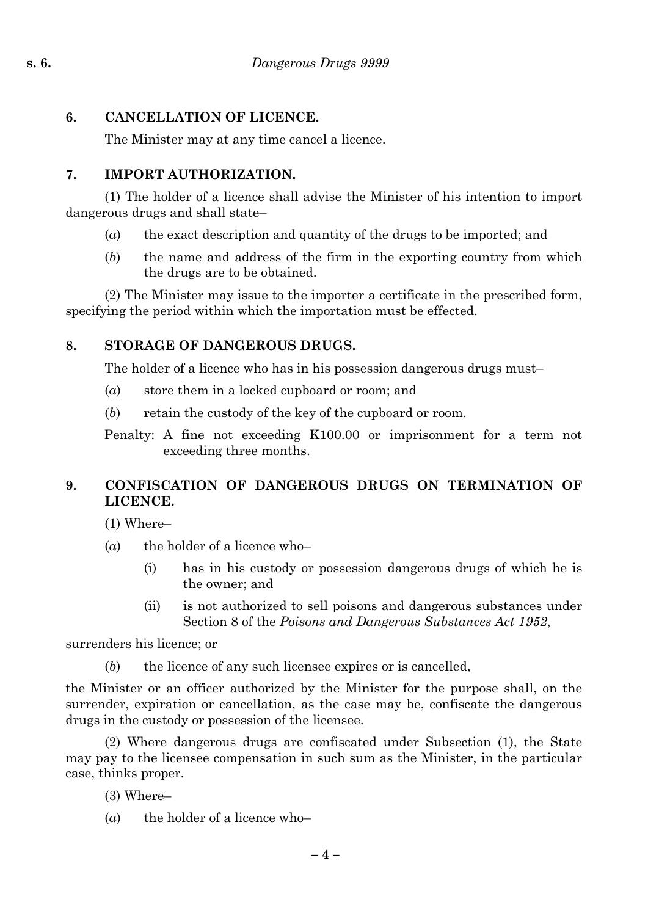### 6. CANCELLATION OF LICENCE.

The Minister may at any time cancel a licence.

### 7. IMPORT AUTHORIZATION.

(1) The holder of a licence shall advise the Minister of his intention to import dangerous drugs and shall state–

(*a*) the exact description and quantity of the drugs to be imported; and

(*b*) the name and address of the firm in the exporting country from which the drugs are to be obtained.

(2) The Minister may issue to the importer a certificate in the prescribed form, specifying the period within which the importation must be effected.

### 8. STORAGE OF DANGEROUS DRUGS.

The holder of a licence who has in his possession dangerous drugs must–

(*a*) store them in a locked cupboard or room; and

(*b*) retain the custody of the key of the cupboard or room.

Penalty: A fine not exceeding K100.00 or imprisonment for a term not exceeding three months.

### 9. CONFISCATION OF DANGEROUS DRUGS ON TERMINATION OF LICENCE.

(1) Where–

(*a*) the holder of a licence who–

(i) has in his custody or possession dangerous drugs of which he is the owner; and

(ii) is not authorized to sell poisons and dangerous substances under Section 8 of the *Poisons and Dangerous Substances Act 1952*,

surrenders his licence; or

(*b*) the licence of any such licensee expires or is cancelled,

the Minister or an officer authorized by the Minister for the purpose shall, on the surrender, expiration or cancellation, as the case may be, confiscate the dangerous drugs in the custody or possession of the licensee.

(2) Where dangerous drugs are confiscated under Subsection (1), the State may pay to the licensee compensation in such sum as the Minister, in the particular case, thinks proper.

(3) Where–

(*a*) the holder of a licence who–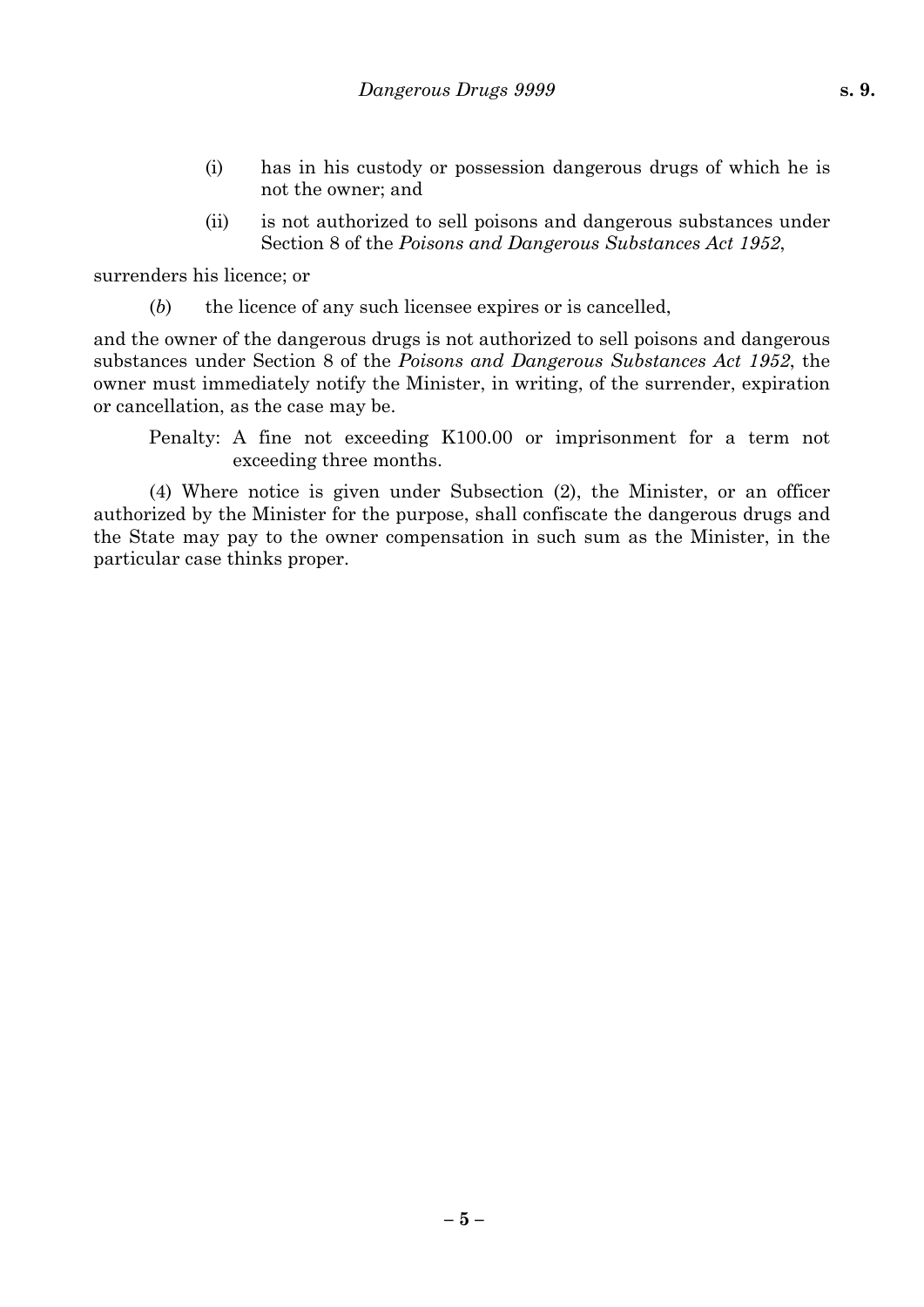(i) has in his custody or possession dangerous drugs of which he is not the owner; and

(ii) is not authorized to sell poisons and dangerous substances under Section 8 of the *Poisons and Dangerous Substances Act 1952*,

surrenders his licence; or

(*b*) the licence of any such licensee expires or is cancelled,

and the owner of the dangerous drugs is not authorized to sell poisons and dangerous substances under Section 8 of the *Poisons and Dangerous Substances Act 1952*, the owner must immediately notify the Minister, in writing, of the surrender, expiration or cancellation, as the case may be.

Penalty: A fine not exceeding K100.00 or imprisonment for a term not exceeding three months.

(4) Where notice is given under Subsection (2), the Minister, or an officer authorized by the Minister for the purpose, shall confiscate the dangerous drugs and the State may pay to the owner compensation in such sum as the Minister, in the particular case thinks proper.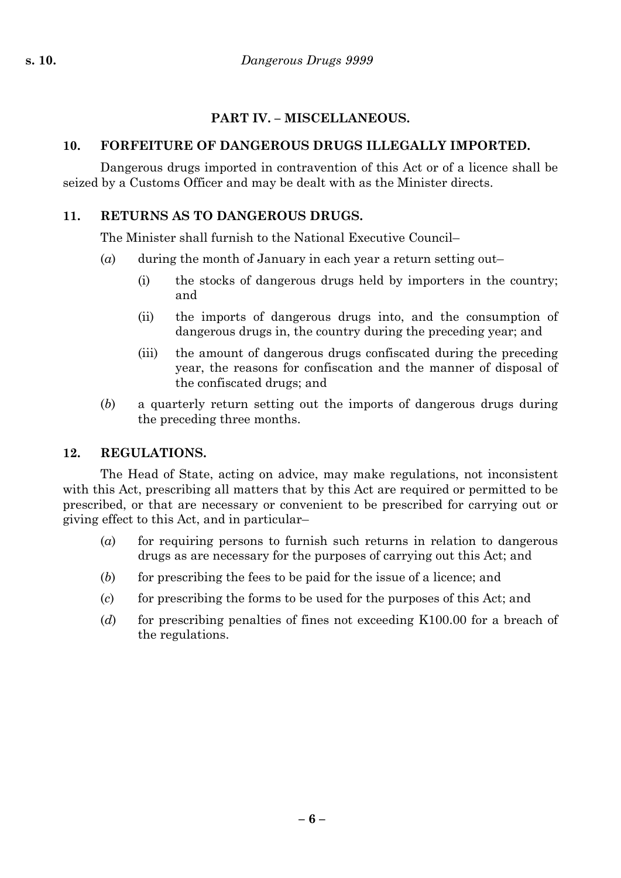## PART IV. – MISCELLANEOUS.

### 10. FORFEITURE OF DANGEROUS DRUGS ILLEGALLY IMPORTED.

Dangerous drugs imported in contravention of this Act or of a licence shall be seized by a Customs Officer and may be dealt with as the Minister directs.

### 11. RETURNS AS TO DANGEROUS DRUGS.

The Minister shall furnish to the National Executive Council–

- (*a*) during the month of January in each year a return setting out–
  - (i) the stocks of dangerous drugs held by importers in the country; and
  - (ii) the imports of dangerous drugs into, and the consumption of dangerous drugs in, the country during the preceding year; and
  - (iii) the amount of dangerous drugs confiscated during the preceding year, the reasons for confiscation and the manner of disposal of the confiscated drugs; and
- (*b*) a quarterly return setting out the imports of dangerous drugs during the preceding three months.

### 12. REGULATIONS.

The Head of State, acting on advice, may make regulations, not inconsistent with this Act, prescribing all matters that by this Act are required or permitted to be prescribed, or that are necessary or convenient to be prescribed for carrying out or giving effect to this Act, and in particular–

- (*a*) for requiring persons to furnish such returns in relation to dangerous drugs as are necessary for the purposes of carrying out this Act; and
- (*b*) for prescribing the fees to be paid for the issue of a licence; and
- (*c*) for prescribing the forms to be used for the purposes of this Act; and
- (*d*) for prescribing penalties of fines not exceeding K100.00 for a breach of the regulations.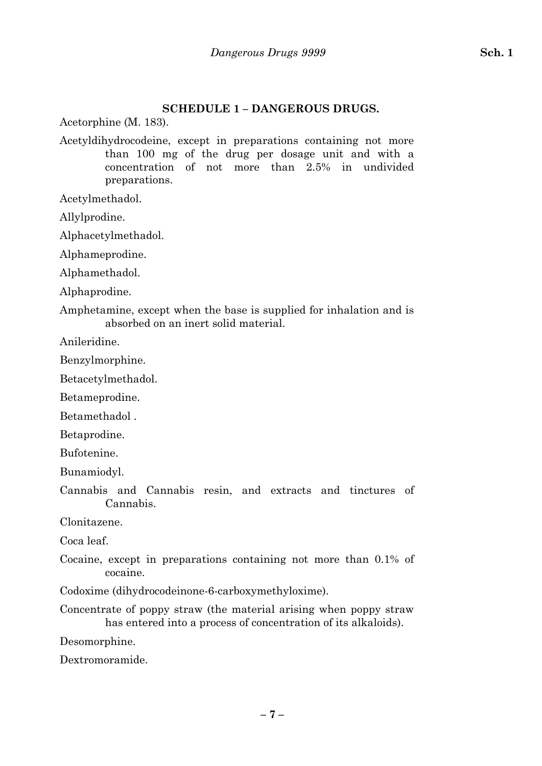## SCHEDULE 1 – DANGEROUS DRUGS.

Acetorphine (M. 183).

Acetyldihydrocodeine, except in preparations containing not more than 100 mg of the drug per dosage unit and with a concentration of not more than 2.5% in undivided preparations.

Acetylmethadol.

Allylprodine.

Alphacetylmethadol.

Alphameprodine.

Alphamethadol.

Alphaprodine.

Amphetamine, except when the base is supplied for inhalation and is absorbed on an inert solid material.

Anileridine.

Benzylmorphine.

Betacetylmethadol.

Betameprodine.

Betamethadol .

Betaprodine.

Bufotenine.

Bunamiodyl.

Cannabis and Cannabis resin, and extracts and tinctures of Cannabis.

Clonitazene.

Coca leaf.

Cocaine, except in preparations containing not more than 0.1% of cocaine.

Codoxime (dihydrocodeinone-6-carboxymethyloxime).

Concentrate of poppy straw (the material arising when poppy straw has entered into a process of concentration of its alkaloids).

Desomorphine.

Dextromoramide.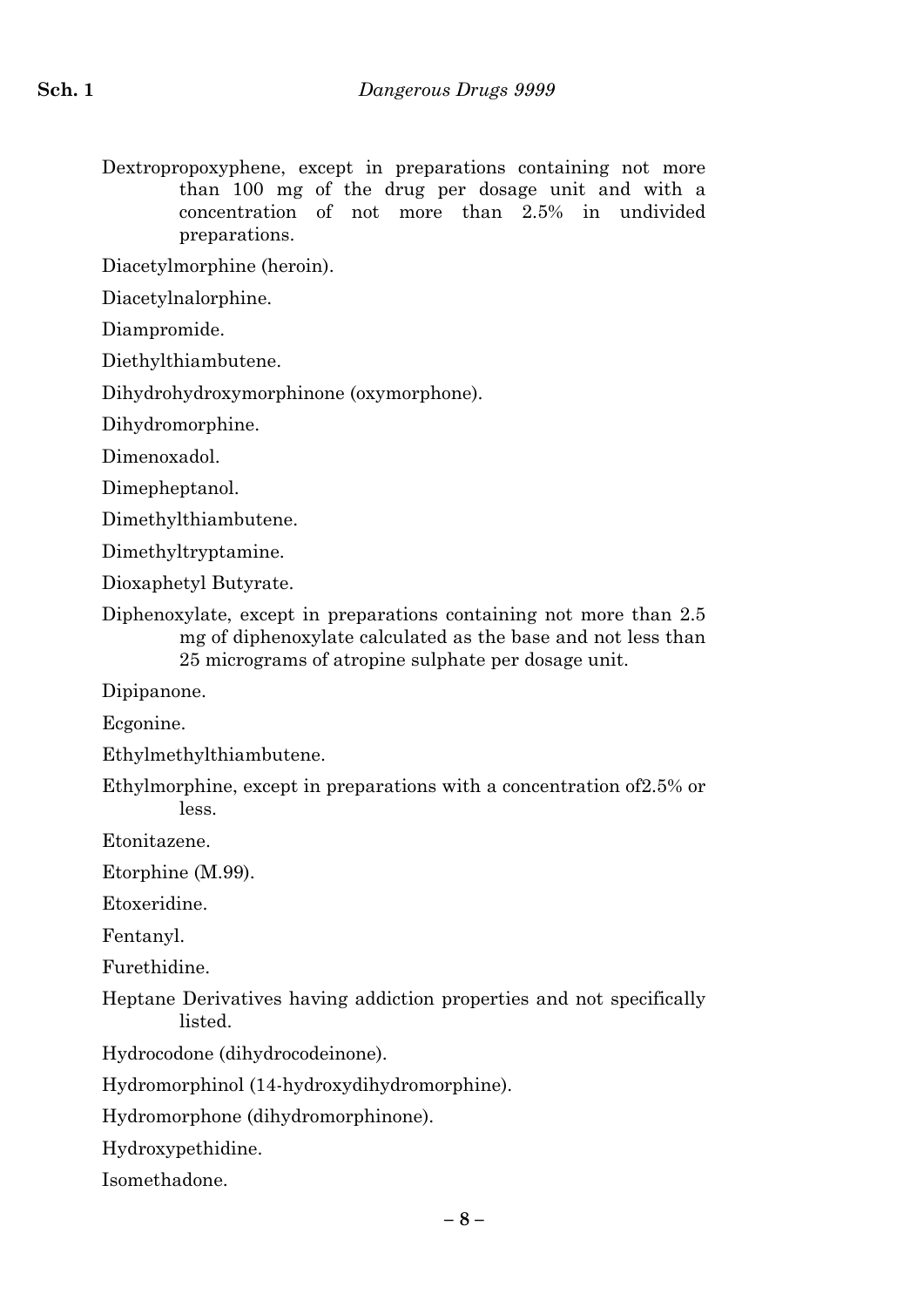Dextropropoxyphene, except in preparations containing not more than 100 mg of the drug per dosage unit and with a concentration of not more than 2.5% in undivided preparations.

Diacetylmorphine (heroin).

Diacetylnalorphine.

Diampromide.

Diethylthiambutene.

Dihydrohydroxymorphinone (oxymorphone).

Dihydromorphine.

Dimenoxadol.

Dimepheptanol.

Dimethylthiambutene.

Dimethyltryptamine.

Dioxaphetyl Butyrate.

Diphenoxylate, except in preparations containing not more than 2.5 mg of diphenoxylate calculated as the base and not less than 25 micrograms of atropine sulphate per dosage unit.

Dipipanone.

Ecgonine.

Ethylmethylthiambutene.

Ethylmorphine, except in preparations with a concentration of2.5% or less.

Etonitazene.

Etorphine (M.99).

Etoxeridine.

Fentanyl.

Furethidine.

Heptane Derivatives having addiction properties and not specifically listed.

Hydrocodone (dihydrocodeinone).

Hydromorphinol (14-hydroxydihydromorphine).

Hydromorphone (dihydromorphinone).

Hydroxypethidine.

Isomethadone.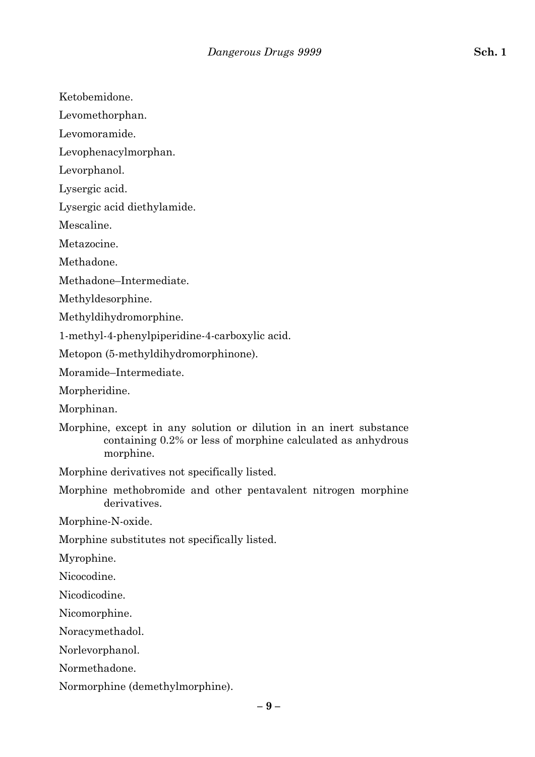Ketobemidone.

Levomethorphan.

Levomoramide.

Levophenacylmorphan.

Levorphanol.

Lysergic acid.

Lysergic acid diethylamide.

Mescaline.

Metazocine.

Methadone.

Methadone–Intermediate.

Methyldesorphine.

Methyldihydromorphine.

1-methyl-4-phenylpiperidine-4-carboxylic acid.

Metopon (5-methyldihydromorphinone).

Moramide–Intermediate.

Morpheridine.

Morphinan.

Morphine, except in any solution or dilution in an inert substance containing 0.2% or less of morphine calculated as anhydrous morphine.

Morphine derivatives not specifically listed.

Morphine methobromide and other pentavalent nitrogen morphine derivatives.

Morphine-N-oxide.

Morphine substitutes not specifically listed.

Myrophine.

Nicocodine.

Nicodicodine.

Nicomorphine.

Noracymethadol.

Norlevorphanol.

Normethadone.

Normorphine (demethylmorphine).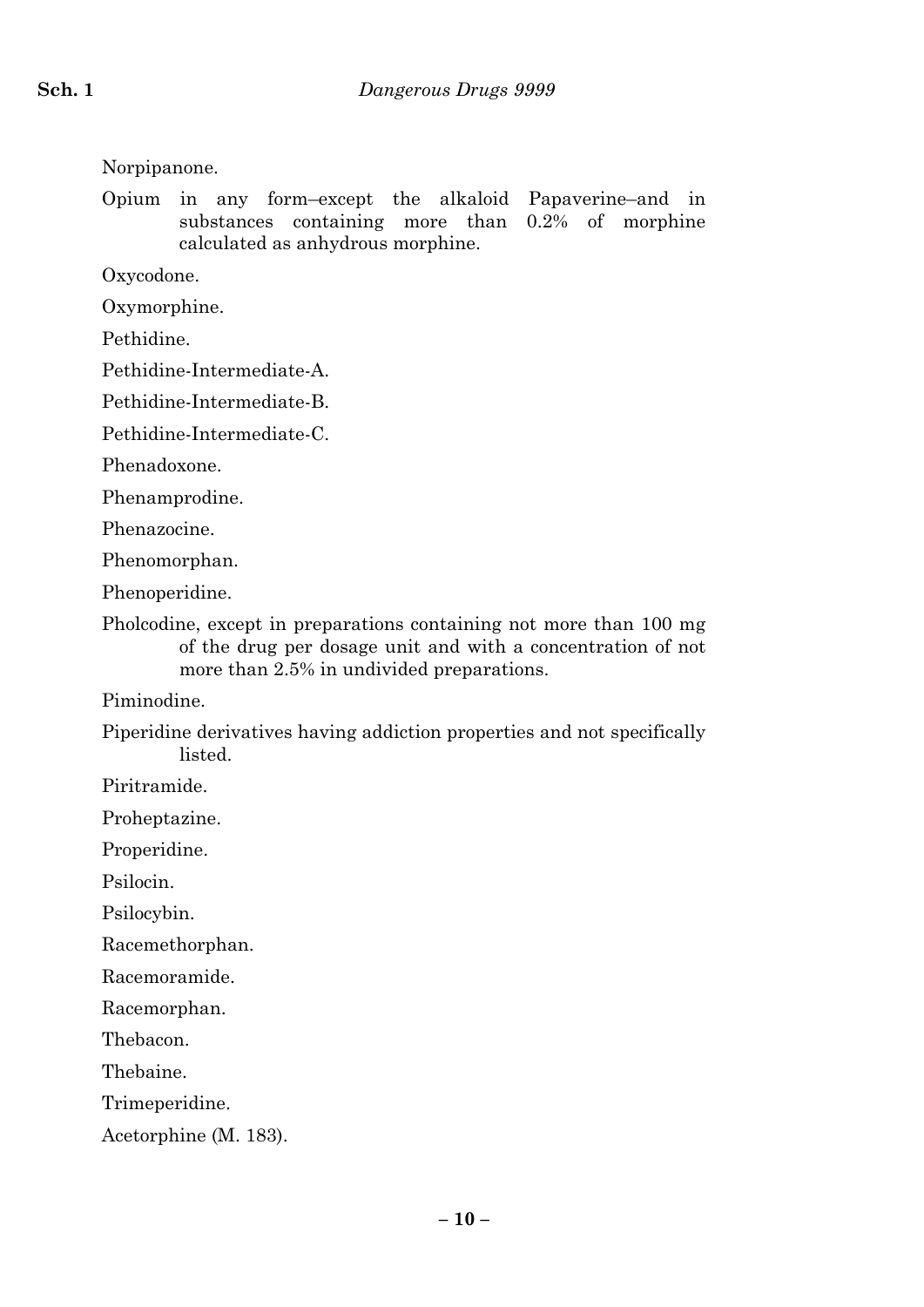Norpipanone.

Opium in any form–except the alkaloid Papaverine–and in substances containing more than 0.2% of morphine calculated as anhydrous morphine.

Oxycodone.

Oxymorphine.

Pethidine.

Pethidine-Intermediate-A.

Pethidine-Intermediate-B.

Pethidine-Intermediate-C.

Phenadoxone.

Phenamprodine.

Phenazocine.

Phenomorphan.

Phenoperidine.

Pholcodine, except in preparations containing not more than 100 mg of the drug per dosage unit and with a concentration of not more than 2.5% in undivided preparations.

Piminodine.

Piperidine derivatives having addiction properties and not specifically listed.

Piritramide.

Proheptazine.

Properidine.

Psilocin.

Psilocybin.

Racemethorphan.

Racemoramide.

Racemorphan.

Thebacon.

Thebaine.

Trimeperidine.

Acetorphine (M. 183).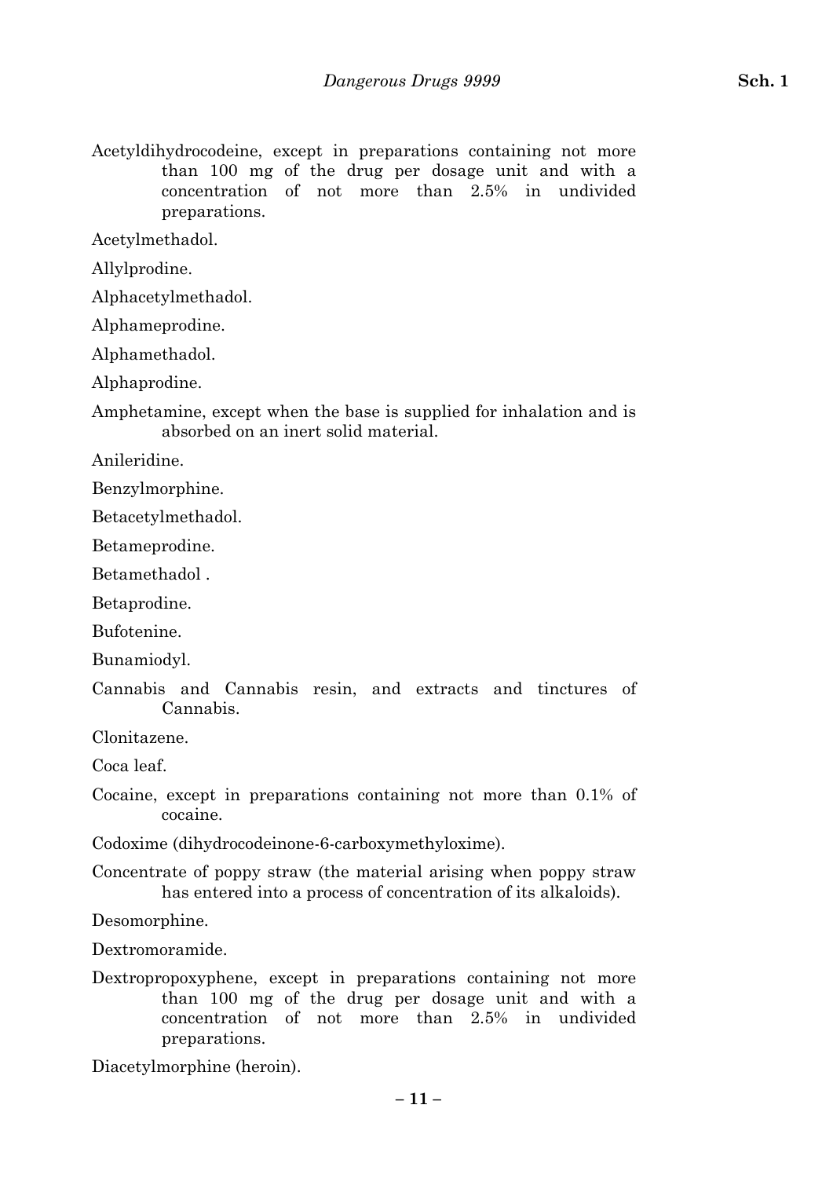Acetyldihydrocodeine, except in preparations containing not more than 100 mg of the drug per dosage unit and with a concentration of not more than 2.5% in undivided preparations.

Acetylmethadol.

Allylprodine.

Alphacetylmethadol.

Alphameprodine.

Alphamethadol.

Alphaprodine.

Amphetamine, except when the base is supplied for inhalation and is absorbed on an inert solid material.

Anileridine.

Benzylmorphine.

Betacetylmethadol.

Betameprodine.

Betamethadol .

Betaprodine.

Bufotenine.

Bunamiodyl.

Cannabis and Cannabis resin, and extracts and tinctures of Cannabis.

Clonitazene.

Coca leaf.

Cocaine, except in preparations containing not more than 0.1% of cocaine.

Codoxime (dihydrocodeinone-6-carboxymethyloxime).

Concentrate of poppy straw (the material arising when poppy straw has entered into a process of concentration of its alkaloids).

Desomorphine.

Dextromoramide.

Dextropropoxyphene, except in preparations containing not more than 100 mg of the drug per dosage unit and with a concentration of not more than 2.5% in undivided preparations.

Diacetylmorphine (heroin).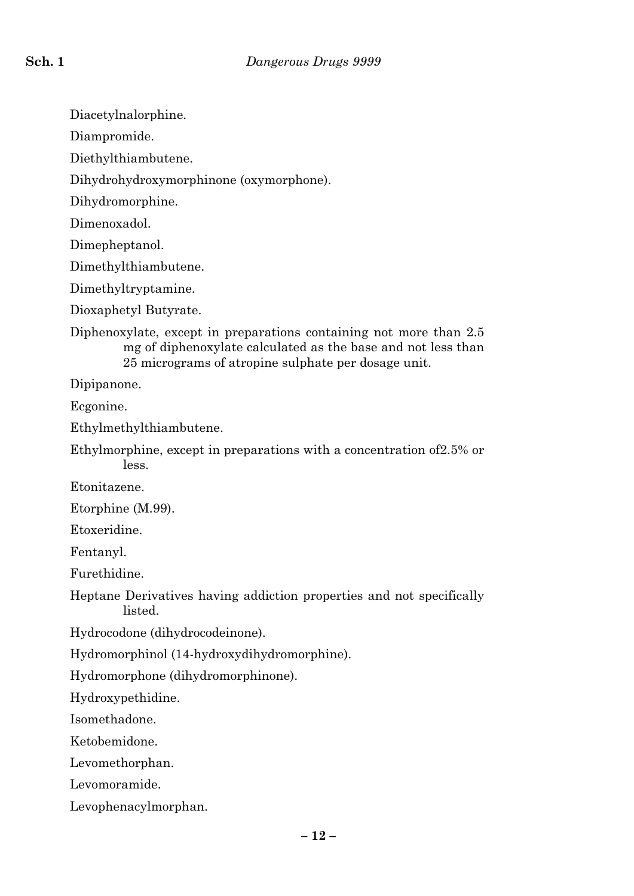Diacetylnalorphine.

Diampromide.

Diethylthiambutene.

Dihydrohydroxymorphinone (oxymorphone).

Dihydromorphine.

Dimenoxadol.

Dimepheptanol.

Dimethylthiambutene.

Dimethyltryptamine.

Dioxaphetyl Butyrate.

Diphenoxylate, except in preparations containing not more than 2.5 mg of diphenoxylate calculated as the base and not less than 25 micrograms of atropine sulphate per dosage unit.

Dipipanone.

Ecgonine.

Ethylmethylthiambutene.

Ethylmorphine, except in preparations with a concentration of2.5% or less.

Etonitazene.

Etorphine (M.99).

Etoxeridine.

Fentanyl.

Furethidine.

Heptane Derivatives having addiction properties and not specifically listed.

Hydrocodone (dihydrocodeinone).

Hydromorphinol (14-hydroxydihydromorphine).

Hydromorphone (dihydromorphinone).

Hydroxypethidine.

Isomethadone.

Ketobemidone.

Levomethorphan.

Levomoramide.

Levophenacylmorphan.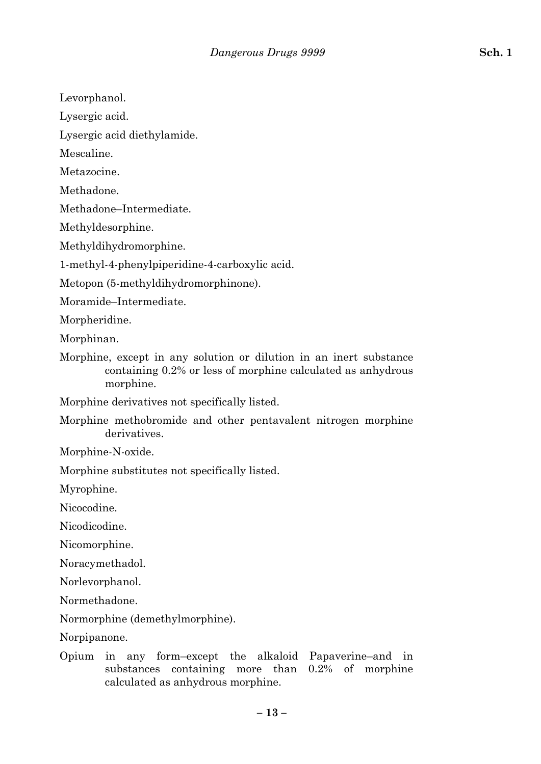Levorphanol.

Lysergic acid.

Lysergic acid diethylamide.

Mescaline.

Metazocine.

Methadone.

Methadone–Intermediate.

Methyldesorphine.

Methyldihydromorphine.

1-methyl-4-phenylpiperidine-4-carboxylic acid.

Metopon (5-methyldihydromorphinone).

Moramide–Intermediate.

Morpheridine.

Morphinan.

Morphine, except in any solution or dilution in an inert substance containing 0.2% or less of morphine calculated as anhydrous morphine.

Morphine derivatives not specifically listed.

Morphine methobromide and other pentavalent nitrogen morphine derivatives.

Morphine-N-oxide.

Morphine substitutes not specifically listed.

Myrophine.

Nicocodine.

Nicodicodine.

Nicomorphine.

Noracymethadol.

Norlevorphanol.

Normethadone.

Normorphine (demethylmorphine).

Norpipanone.

Opium in any form–except the alkaloid Papaverine–and in substances containing more than 0.2% of morphine calculated as anhydrous morphine.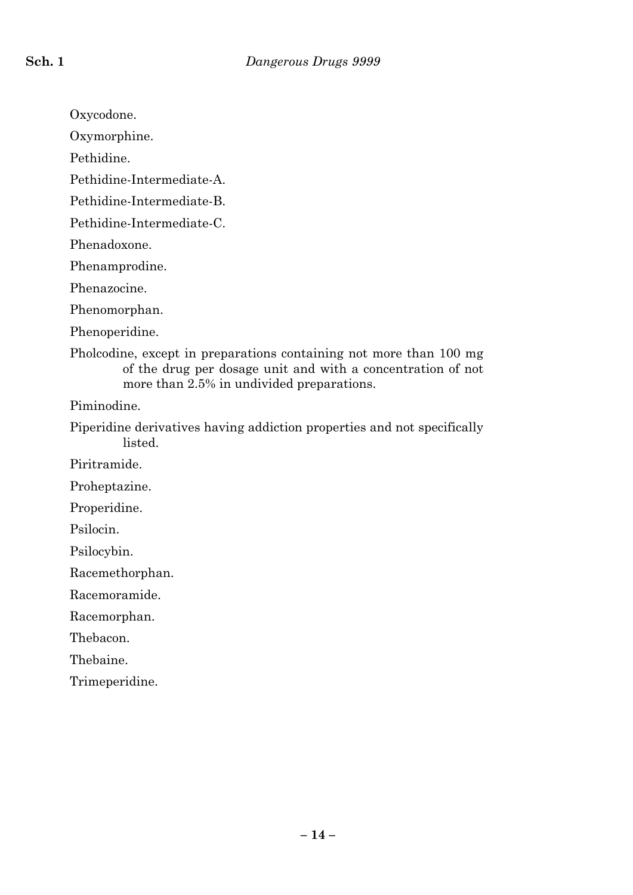Oxycodone.

Oxymorphine.

Pethidine.

Pethidine-Intermediate-A.

Pethidine-Intermediate-B.

Pethidine-Intermediate-C.

Phenadoxone.

Phenamprodine.

Phenazocine.

Phenomorphan.

Phenoperidine.

Pholcodine, except in preparations containing not more than 100 mg of the drug per dosage unit and with a concentration of not more than 2.5% in undivided preparations.

Piminodine.

Piperidine derivatives having addiction properties and not specifically listed.

Piritramide.

Proheptazine.

Properidine.

Psilocin.

Psilocybin.

Racemethorphan.

Racemoramide.

Racemorphan.

Thebacon.

Thebaine.

Trimeperidine.